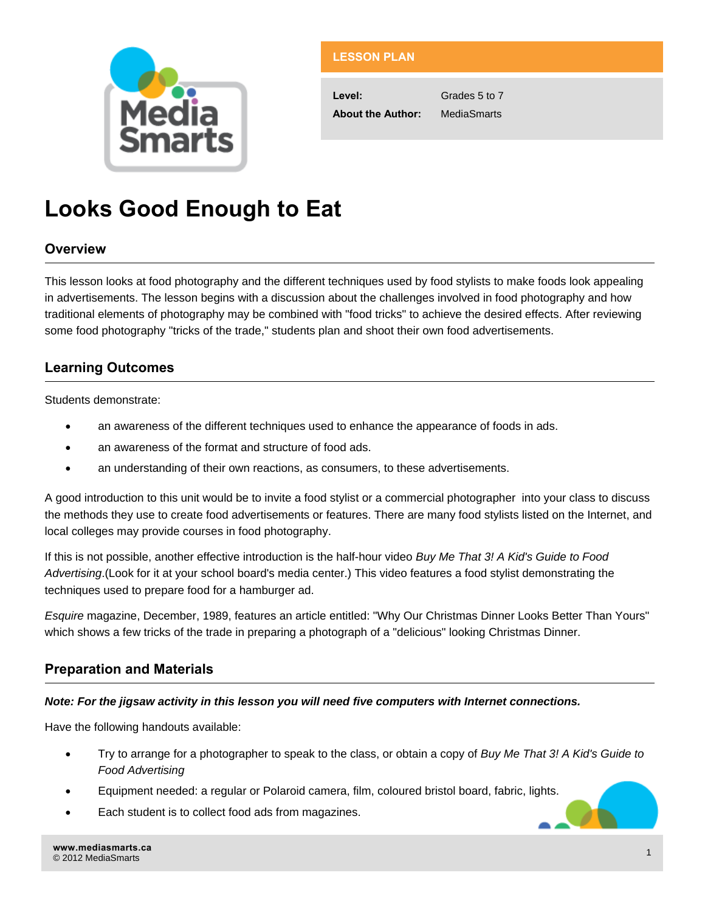**LESSON PLAN**

| | |
|---|---|
| **Level:** | Grades 5 to 7 |
| **About the Author:** | MediaSmarts |

# Looks Good Enough to Eat

## Overview

This lesson looks at food photography and the different techniques used by food stylists to make foods look appealing in advertisements. The lesson begins with a discussion about the challenges involved in food photography and how traditional elements of photography may be combined with "food tricks" to achieve the desired effects. After reviewing some food photography "tricks of the trade," students plan and shoot their own food advertisements.

## Learning Outcomes

Students demonstrate:

- an awareness of the different techniques used to enhance the appearance of foods in ads.
- an awareness of the format and structure of food ads.
- an understanding of their own reactions, as consumers, to these advertisements.

A good introduction to this unit would be to invite a food stylist or a commercial photographer into your class to discuss the methods they use to create food advertisements or features. There are many food stylists listed on the Internet, and local colleges may provide courses in food photography.

If this is not possible, another effective introduction is the half-hour video *Buy Me That 3! A Kid's Guide to Food Advertising*.(Look for it at your school board's media center.) This video features a food stylist demonstrating the techniques used to prepare food for a hamburger ad.

*Esquire* magazine, December, 1989, features an article entitled: "Why Our Christmas Dinner Looks Better Than Yours" which shows a few tricks of the trade in preparing a photograph of a "delicious" looking Christmas Dinner.

## Preparation and Materials

***Note: For the jigsaw activity in this lesson you will need five computers with Internet connections.***

Have the following handouts available:

- Try to arrange for a photographer to speak to the class, or obtain a copy of *Buy Me That 3! A Kid's Guide to Food Advertising*
- Equipment needed: a regular or Polaroid camera, film, coloured bristol board, fabric, lights.
- Each student is to collect food ads from magazines.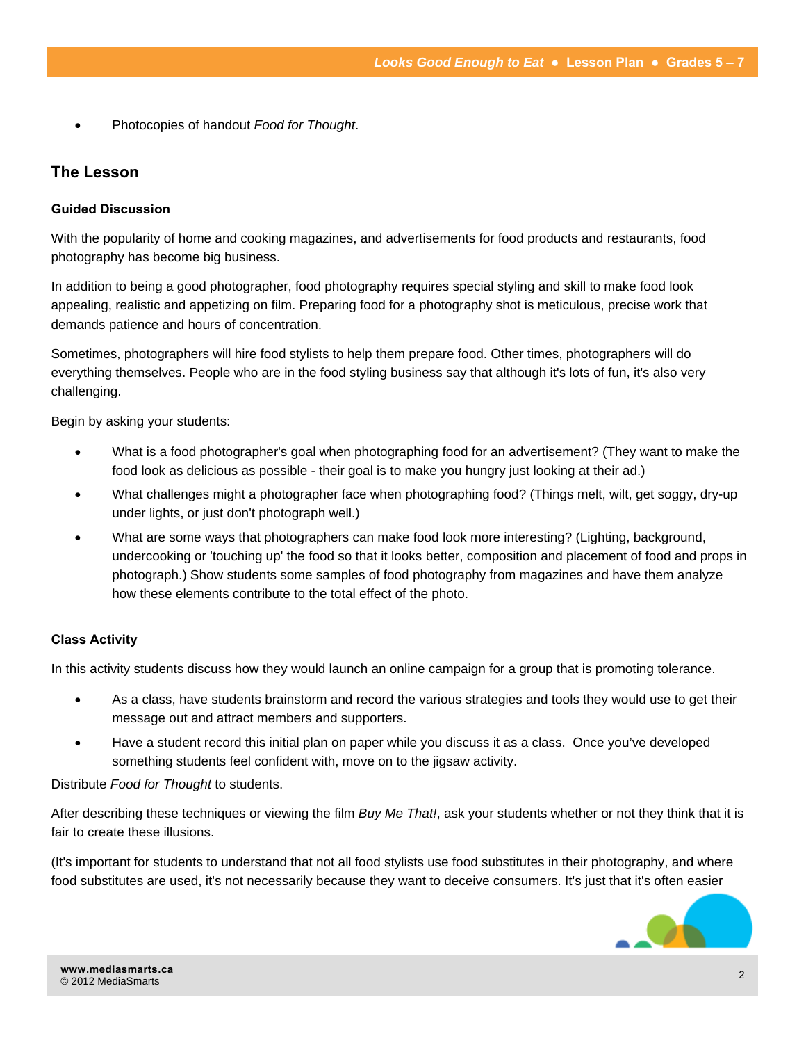- Photocopies of handout *Food for Thought*.

## The Lesson

### Guided Discussion

With the popularity of home and cooking magazines, and advertisements for food products and restaurants, food photography has become big business.

In addition to being a good photographer, food photography requires special styling and skill to make food look appealing, realistic and appetizing on film. Preparing food for a photography shot is meticulous, precise work that demands patience and hours of concentration.

Sometimes, photographers will hire food stylists to help them prepare food. Other times, photographers will do everything themselves. People who are in the food styling business say that although it's lots of fun, it's also very challenging.

Begin by asking your students:

- What is a food photographer's goal when photographing food for an advertisement? (They want to make the food look as delicious as possible - their goal is to make you hungry just looking at their ad.)
- What challenges might a photographer face when photographing food? (Things melt, wilt, get soggy, dry-up under lights, or just don't photograph well.)
- What are some ways that photographers can make food look more interesting? (Lighting, background, undercooking or 'touching up' the food so that it looks better, composition and placement of food and props in photograph.) Show students some samples of food photography from magazines and have them analyze how these elements contribute to the total effect of the photo.

### Class Activity

In this activity students discuss how they would launch an online campaign for a group that is promoting tolerance.

- As a class, have students brainstorm and record the various strategies and tools they would use to get their message out and attract members and supporters.
- Have a student record this initial plan on paper while you discuss it as a class. Once you've developed something students feel confident with, move on to the jigsaw activity.

Distribute *Food for Thought* to students.

After describing these techniques or viewing the film *Buy Me That!*, ask your students whether or not they think that it is fair to create these illusions.

(It's important for students to understand that not all food stylists use food substitutes in their photography, and where food substitutes are used, it's not necessarily because they want to deceive consumers. It's just that it's often easier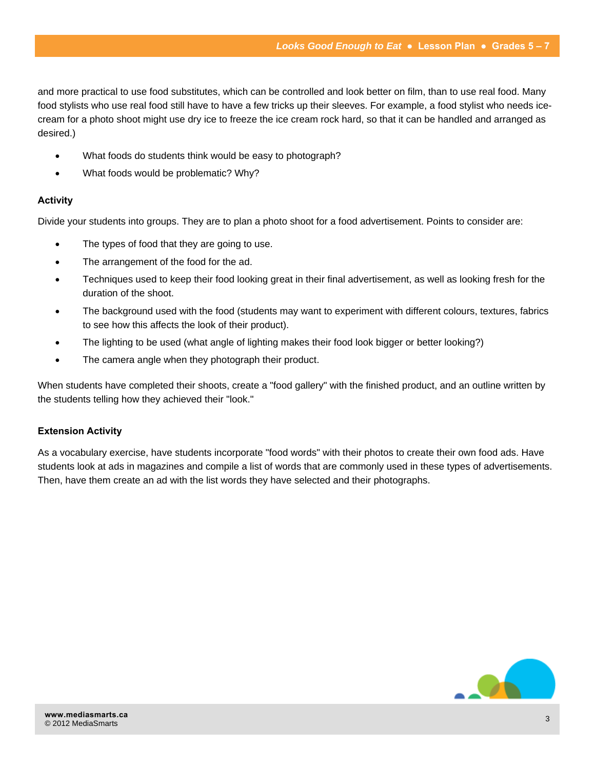and more practical to use food substitutes, which can be controlled and look better on film, than to use real food. Many food stylists who use real food still have to have a few tricks up their sleeves. For example, a food stylist who needs ice-cream for a photo shoot might use dry ice to freeze the ice cream rock hard, so that it can be handled and arranged as desired.)

- What foods do students think would be easy to photograph?
- What foods would be problematic? Why?

### Activity

Divide your students into groups. They are to plan a photo shoot for a food advertisement. Points to consider are:

- The types of food that they are going to use.
- The arrangement of the food for the ad.
- Techniques used to keep their food looking great in their final advertisement, as well as looking fresh for the duration of the shoot.
- The background used with the food (students may want to experiment with different colours, textures, fabrics to see how this affects the look of their product).
- The lighting to be used (what angle of lighting makes their food look bigger or better looking?)
- The camera angle when they photograph their product.

When students have completed their shoots, create a "food gallery" with the finished product, and an outline written by the students telling how they achieved their "look."

### Extension Activity

As a vocabulary exercise, have students incorporate "food words" with their photos to create their own food ads. Have students look at ads in magazines and compile a list of words that are commonly used in these types of advertisements. Then, have them create an ad with the list words they have selected and their photographs.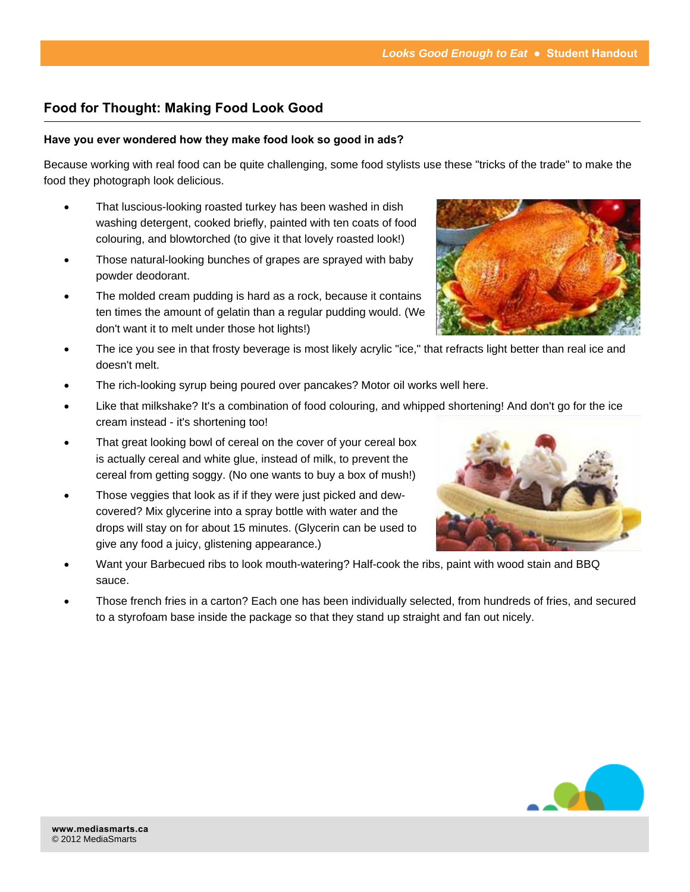## Food for Thought: Making Food Look Good

**Have you ever wondered how they make food look so good in ads?**

Because working with real food can be quite challenging, some food stylists use these "tricks of the trade" to make the food they photograph look delicious.

- That luscious-looking roasted turkey has been washed in dish washing detergent, cooked briefly, painted with ten coats of food colouring, and blowtorched (to give it that lovely roasted look!)
- Those natural-looking bunches of grapes are sprayed with baby powder deodorant.
- The molded cream pudding is hard as a rock, because it contains ten times the amount of gelatin than a regular pudding would. (We don't want it to melt under those hot lights!)
- The ice you see in that frosty beverage is most likely acrylic "ice," that refracts light better than real ice and doesn't melt.
- The rich-looking syrup being poured over pancakes? Motor oil works well here.
- Like that milkshake? It's a combination of food colouring, and whipped shortening! And don't go for the ice cream instead - it's shortening too!
- That great looking bowl of cereal on the cover of your cereal box is actually cereal and white glue, instead of milk, to prevent the cereal from getting soggy. (No one wants to buy a box of mush!)
- Those veggies that look as if if they were just picked and dew-covered? Mix glycerine into a spray bottle with water and the drops will stay on for about 15 minutes. (Glycerin can be used to give any food a juicy, glistening appearance.)
- Want your Barbecued ribs to look mouth-watering? Half-cook the ribs, paint with wood stain and BBQ sauce.
- Those french fries in a carton? Each one has been individually selected, from hundreds of fries, and secured to a styrofoam base inside the package so that they stand up straight and fan out nicely.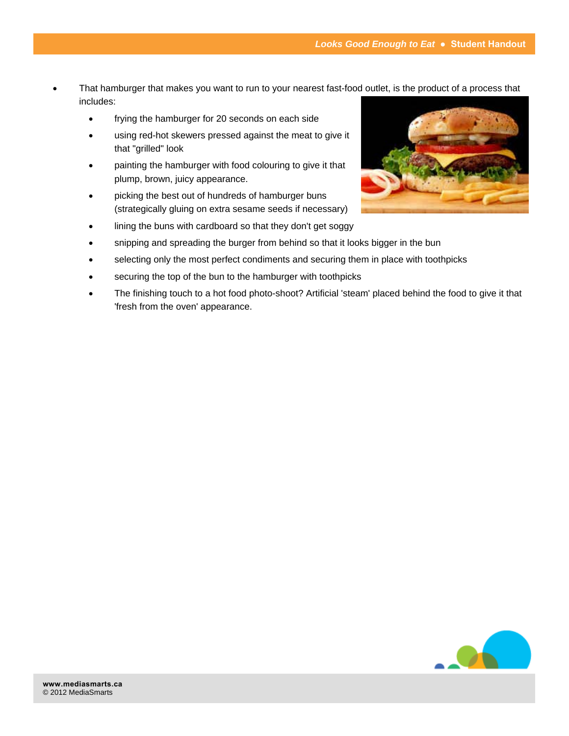- That hamburger that makes you want to run to your nearest fast-food outlet, is the product of a process that includes:
    - frying the hamburger for 20 seconds on each side
    - using red-hot skewers pressed against the meat to give it that "grilled" look
    - painting the hamburger with food colouring to give it that plump, brown, juicy appearance.
    - picking the best out of hundreds of hamburger buns (strategically gluing on extra sesame seeds if necessary)
    - lining the buns with cardboard so that they don't get soggy
    - snipping and spreading the burger from behind so that it looks bigger in the bun
    - selecting only the most perfect condiments and securing them in place with toothpicks
    - securing the top of the bun to the hamburger with toothpicks
    - The finishing touch to a hot food photo-shoot? Artificial 'steam' placed behind the food to give it that 'fresh from the oven' appearance.